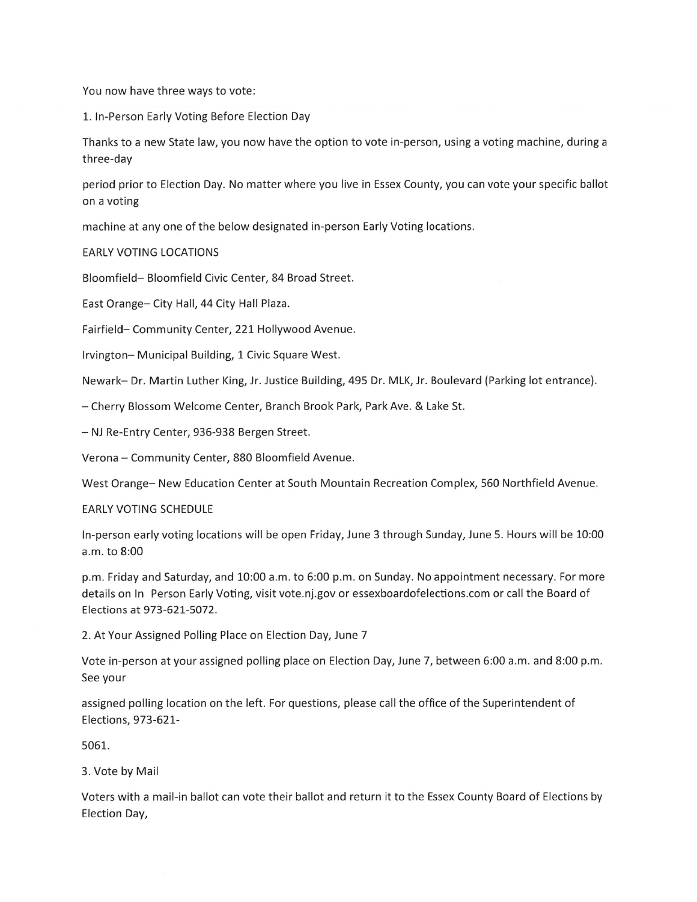You now have three ways to vote:

1. In-Person Early Voting Before Election Day

Thanks to a new State law, you now have the option to vote in-person, using a voting machine, during a three-day period prior to Election Day. No matter where you live in Essex County, you can vote your specific ballot on a voting machine at any one of the below designated in-person Early Voting locations.

EARLY VOTING LOCATIONS

Bloomfield– Bloomfield Civic Center, 84 Broad Street.

East Orange– City Hall, 44 City Hall Plaza.

Fairfield– Community Center, 221 Hollywood Avenue.

Irvington– Municipal Building, 1 Civic Square West.

Newark– Dr. Martin Luther King, Jr. Justice Building, 495 Dr. MLK, Jr. Boulevard (Parking lot entrance).

– Cherry Blossom Welcome Center, Branch Brook Park, Park Ave. & Lake St.

– NJ Re-Entry Center, 936-938 Bergen Street.

Verona – Community Center, 880 Bloomfield Avenue.

West Orange– New Education Center at South Mountain Recreation Complex, 560 Northfield Avenue.

EARLY VOTING SCHEDULE

In-person early voting locations will be open Friday, June 3 through Sunday, June 5. Hours will be 10:00 a.m. to 8:00 p.m. Friday and Saturday, and 10:00 a.m. to 6:00 p.m. on Sunday. No appointment necessary. For more details on In Person Early Voting, visit vote.nj.gov or essexboardofelections.com or call the Board of Elections at 973-621-5072.

2. At Your Assigned Polling Place on Election Day, June 7

Vote in-person at your assigned polling place on Election Day, June 7, between 6:00 a.m. and 8:00 p.m. See your assigned polling location on the left. For questions, please call the office of the Superintendent of Elections, 973-621-5061.

3. Vote by Mail

Voters with a mail-in ballot can vote their ballot and return it to the Essex County Board of Elections by Election Day,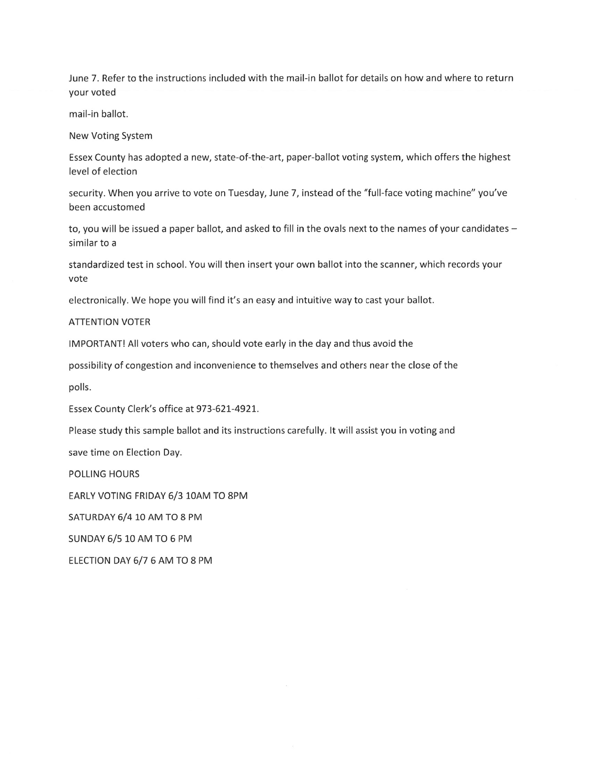June 7. Refer to the instructions included with the mail-in ballot for details on how and where to return your voted mail-in ballot.

## New Voting System

Essex County has adopted a new, state-of-the-art, paper-ballot voting system, which offers the highest level of election security. When you arrive to vote on Tuesday, June 7, instead of the "full-face voting machine" you've been accustomed to, you will be issued a paper ballot, and asked to fill in the ovals next to the names of your candidates – similar to a standardized test in school. You will then insert your own ballot into the scanner, which records your vote electronically. We hope you will find it's an easy and intuitive way to cast your ballot.

## ATTENTION VOTER

IMPORTANT! All voters who can, should vote early in the day and thus avoid the possibility of congestion and inconvenience to themselves and others near the close of the polls.

Essex County Clerk's office at 973-621-4921.

Please study this sample ballot and its instructions carefully. It will assist you in voting and save time on Election Day.

## POLLING HOURS

EARLY VOTING FRIDAY 6/3 10AM TO 8PM

SATURDAY 6/4 10 AM TO 8 PM

SUNDAY 6/5 10 AM TO 6 PM

ELECTION DAY 6/7 6 AM TO 8 PM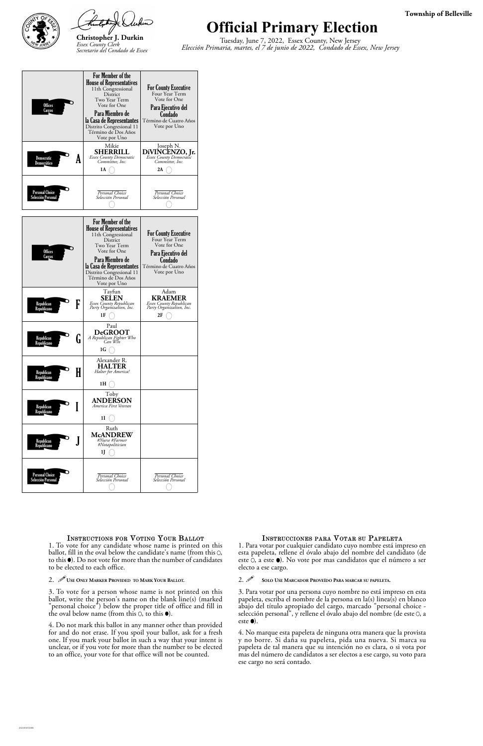**Township of Belleville**

**Christopher J. Durkin**
*Essex County Clerk*
*Secretario del Condado de Essex*

# Official Primary Election

Tuesday, June 7, 2022, Essex County, New Jersey
*Elección Primaria, martes, el 7 de junio de 2022, Condado de Essex, New Jersey*

| Offices / Cargos | For Member of the House of Representatives 11th Congressional District Two Year Term Vote for One / Para Miembro de la Casa de Representantes Distrito Congresional 11 Término de Dos Años Vote por Uno | For County Executive Four Year Term Vote for One / Para Ejecutivo del Condado Término de Cuatro Años Vote por Uno |
|---|---|---|
| Democratic / Democrático **A** | Mikie **SHERRILL** *Essex County Democratic Committee, Inc.* 1A ○ | Joseph N. **DiVINCENZO, Jr.** *Essex County Democratic Committee, Inc.* 2A ○ |
| Personal Choice / Selección Personal | *Personal Choice / Selección Personal* ○ | *Personal Choice / Selección Personal* ○ |

| Offices / Cargos | For Member of the House of Representatives 11th Congressional District Two Year Term Vote for One / Para Miembro de la Casa de Representantes Distrito Congresional 11 Término de Dos Años Vote por Uno | For County Executive Four Year Term Vote for One / Para Ejecutivo del Condado Término de Cuatro Años Vote por Uno |
|---|---|---|
| Republican / Republicano **F** | Tayfun **SELEN** *Essex County Republican Party Organization, Inc.* 1F ○ | Adam **KRAEMER** *Essex County Republican Party Organization, Inc.* 2F ○ |
| Republican / Republicano **G** | Paul **DeGROOT** *A Republican Fighter Who Can Win* 1G ○ | |
| Republican / Republicano **H** | Alexander R. **HALTER** *Halter for America!* 1H ○ | |
| Republican / Republicano **I** | Toby **ANDERSON** *America First Veteran* 1I ○ | |
| Republican / Republicano **J** | Ruth **McANDREW** *#Nurse #Farmer #Notapolitician* 1J ○ | |
| Personal Choice / Selección Personal | *Personal Choice / Selección Personal* ○ | *Personal Choice / Selección Personal* ○ |

### Instructions for Voting Your Ballot

1. To vote for any candidate whose name is printed on this ballot, fill in the oval below the candidate's name (from this ○, to this ●). Do not vote for more than the number of candidates to be elected to each office.

2. **Use Only Marker Provided to Mark Your Ballot.**

3. To vote for a person whose name is not printed on this ballot, write the person's name on the blank line(s) (marked "personal choice") below the proper title of office and fill in the oval below name (from this ○, to this ●).

4. Do not mark this ballot in any manner other than provided for and do not erase. If you spoil your ballot, ask for a fresh one. If you mark your ballot in such a way that your intent is unclear, or if you vote for more than the number to be elected to an office, your vote for that office will not be counted.

### Instrucciones para Votar su Papeleta

1. Para votar por cualquier candidato cuyo nombre está impreso en esta papeleta, rellene el óvalo abajo del nombre del candidato (de este ○, a este ●). No vote por mas candidatos que el número a ser electo a ese cargo.

2. **Solo Use Marcador Proveído Para marcar su papeleta.**

3. Para votar por una persona cuyo nombre no está impreso en esta papeleta, escriba el nombre de la persona en la(s) línea(s) en blanco abajo del título apropiado del cargo, marcado "personal choice - selección personal", y rellene el óvalo abajo del nombre (de este ○, a este ●).

4. No marque esta papeleta de ninguna otra manera que la provista y no borre. Si daña su papeleta, pida una nueva. Si marca su papeleta de tal manera que su intención no es clara, o si vota por mas del número de candidatos a ser electos a ese cargo, su voto para ese cargo no será contado.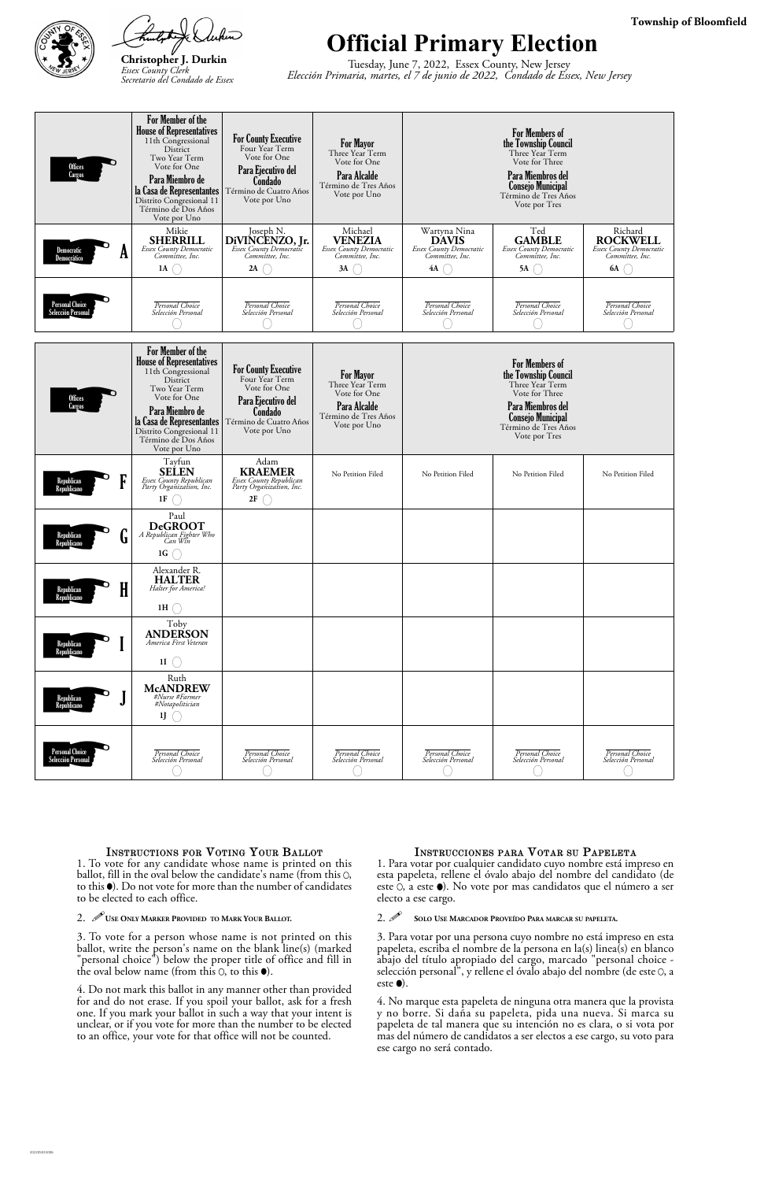Township of Bloomfield

Christopher J. Durkin
*Essex County Clerk*
*Secretario del Condado de Essex*

# Official Primary Election

Tuesday, June 7, 2022, Essex County, New Jersey
*Elección Primaria, martes, el 7 de junio de 2022, Condado de Essex, New Jersey*

| Offices / Cargos | For Member of the House of Representatives 11th Congressional District Two Year Term Vote for One / Para Miembro de la Casa de Representantes Distrito Congresional 11 Término de Dos Años Vote por Uno | For County Executive Four Year Term Vote for One / Para Ejecutivo del Condado Término de Cuatro Años Vote por Uno | For Mayor Three Year Term Vote for One / Para Alcalde Término de Tres Años Vote por Uno | For Members of the Township Council Three Year Term Vote for Three / Para Miembros del Consejo Municipal Término de Tres Años Vote por Tres | | |
|---|---|---|---|---|---|---|
| Democratic / Democrático **A** | Mikie **SHERRILL** *Essex County Democratic Committee, Inc.* 1A | Joseph N. **DiVINCENZO, Jr.** *Essex County Democratic Committee, Inc.* 2A | Michael **VENEZIA** *Essex County Democratic Committee, Inc.* 3A | Wartyna Nina **DAVIS** *Essex County Democratic Committee, Inc.* 4A | Ted **GAMBLE** *Essex County Democratic Committee, Inc.* 5A | Richard **ROCKWELL** *Essex County Democratic Committee, Inc.* 6A |
| Personal Choice / Selección Personal | *Personal Choice / Selección Personal* | *Personal Choice / Selección Personal* | *Personal Choice / Selección Personal* | *Personal Choice / Selección Personal* | *Personal Choice / Selección Personal* | *Personal Choice / Selección Personal* |

| Offices / Cargos | For Member of the House of Representatives 11th Congressional District Two Year Term Vote for One / Para Miembro de la Casa de Representantes Distrito Congresional 11 Término de Dos Años Vote por Uno | For County Executive Four Year Term Vote for One / Para Ejecutivo del Condado Término de Cuatro Años Vote por Uno | For Mayor Three Year Term Vote for One / Para Alcalde Término de Tres Años Vote por Uno | For Members of the Township Council Three Year Term Vote for Three / Para Miembros del Consejo Municipal Término de Tres Años Vote por Tres | | |
|---|---|---|---|---|---|---|
| Republican / Republicano **F** | Tayfun **SELEN** *Essex County Republican Party Organization, Inc.* 1F | Adam **KRAEMER** *Essex County Republican Party Organization, Inc.* 2F | No Petition Filed | No Petition Filed | No Petition Filed | No Petition Filed |
| Republican / Republicano **G** | Paul **DeGROOT** *A Republican Fighter Who Can Win* 1G | | | | | |
| Republican / Republicano **H** | Alexander R. **HALTER** *Halter for America!* 1H | | | | | |
| Republican / Republicano **I** | Toby **ANDERSON** *America First Veteran* 1I | | | | | |
| Republican / Republicano **J** | Ruth **McANDREW** *#Nurse #Farmer #Notapolitician* 1J | | | | | |
| Personal Choice / Selección Personal | *Personal Choice / Selección Personal* | *Personal Choice / Selección Personal* | *Personal Choice / Selección Personal* | *Personal Choice / Selección Personal* | *Personal Choice / Selección Personal* | *Personal Choice / Selección Personal* |

### Instructions for Voting Your Ballot

1. To vote for any candidate whose name is printed on this ballot, fill in the oval below the candidate's name (from this ○, to this ●). Do not vote for more than the number of candidates to be elected to each office.

2. **Use Only Marker Provided to Mark Your Ballot.**

3. To vote for a person whose name is not printed on this ballot, write the person's name on the blank line(s) (marked "personal choice") below the proper title of office and fill in the oval below name (from this ○, to this ●).

4. Do not mark this ballot in any manner other than provided for and do not erase. If you spoil your ballot, ask for a fresh one. If you mark your ballot in such a way that your intent is unclear, or if you vote for more than the number to be elected to an office, your vote for that office will not be counted.

### Instrucciones para Votar su Papeleta

1. Para votar por cualquier candidato cuyo nombre está impreso en esta papeleta, rellene el óvalo abajo del nombre del candidato (de este ○, a este ●). No vote por mas candidatos que el número a ser electo a ese cargo.

2. **Solo Use Marcador Proveído Para marcar su papeleta.**

3. Para votar por una persona cuyo nombre no está impreso en esta papeleta, escriba el nombre de la persona en la(s) línea(s) en blanco abajo del título apropiado del cargo, marcado "personal choice - selección personal", y rellene el óvalo abajo del nombre (de este ○, a este ●).

4. No marque esta papeleta de ninguna otra manera que la provista y no borre. Si daña su papeleta, pida una nueva. Si marca su papeleta de tal manera que su intención no es clara, o si vota por mas del número de candidatos a ser electos a ese cargo, su voto para ese cargo no será contado.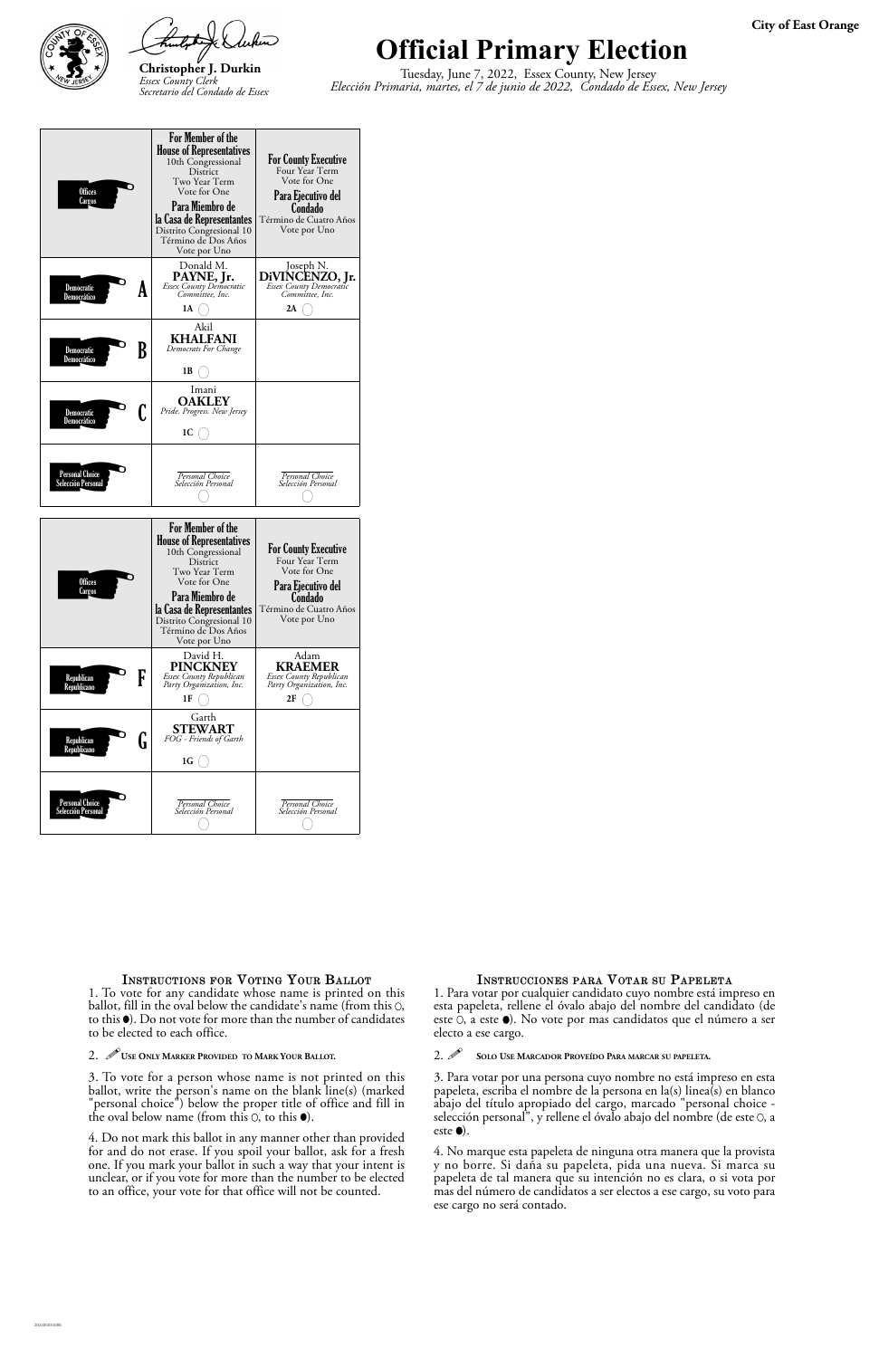**City of East Orange**

# Official Primary Election

Tuesday, June 7, 2022, Essex County, New Jersey
*Elección Primaria, martes, el 7 de junio de 2022, Condado de Essex, New Jersey*

**Christopher J. Durkin**
*Essex County Clerk*
*Secretario del Condado de Essex*

| Offices / Cargos | For Member of the House of Representatives 10th Congressional District Two Year Term Vote for One / Para Miembro de la Casa de Representantes Distrito Congresional 10 Término de Dos Años Vote por Uno | For County Executive Four Year Term Vote for One / Para Ejecutivo del Condado Término de Cuatro Años Vote por Uno |
|---|---|---|
| Democratic / Democrático **A** | Donald M. **PAYNE, Jr.** *Essex County Democratic Committee, Inc.* 1A ◯ | Joseph N. **DiVINCENZO, Jr.** *Essex County Democratic Committee, Inc.* 2A ◯ |
| Democratic / Democrático **B** | Akil **KHALFANI** *Democrats For Change* 1B ◯ | |
| Democratic / Democrático **C** | Imani **OAKLEY** *Pride. Progress. New Jersey* 1C ◯ | |
| Personal Choice / Selección Personal | *Personal Choice / Selección Personal* ◯ | *Personal Choice / Selección Personal* ◯ |

| Offices / Cargos | For Member of the House of Representatives 10th Congressional District Two Year Term Vote for One / Para Miembro de la Casa de Representantes Distrito Congresional 10 Término de Dos Años Vote por Uno | For County Executive Four Year Term Vote for One / Para Ejecutivo del Condado Término de Cuatro Años Vote por Uno |
|---|---|---|
| Republican / Republicano **F** | David H. **PINCKNEY** *Essex County Republican Party Organization, Inc.* 1F ◯ | Adam **KRAEMER** *Essex County Republican Party Organization, Inc.* 2F ◯ |
| Republican / Republicano **G** | Garth **STEWART** *FOG - Friends of Garth* 1G ◯ | |
| Personal Choice / Selección Personal | *Personal Choice / Selección Personal* ◯ | *Personal Choice / Selección Personal* ◯ |

### Instructions for Voting Your Ballot

1. To vote for any candidate whose name is printed on this ballot, fill in the oval below the candidate's name (from this ○, to this ●). Do not vote for more than the number of candidates to be elected to each office.

2. **Use Only Marker Provided to Mark Your Ballot.**

3. To vote for a person whose name is not printed on this ballot, write the person's name on the blank line(s) (marked "personal choice") below the proper title of office and fill in the oval below name (from this ○, to this ●).

4. Do not mark this ballot in any manner other than provided for and do not erase. If you spoil your ballot, ask for a fresh one. If you mark your ballot in such a way that your intent is unclear, or if you vote for more than the number to be elected to an office, your vote for that office will not be counted.

### Instrucciones para Votar su Papeleta

1. Para votar por cualquier candidato cuyo nombre está impreso en esta papeleta, rellene el óvalo abajo del nombre del candidato (de este ○, a este ●). No vote por mas candidatos que el número a ser electo a ese cargo.

2. **Solo Use Marcador Proveído Para marcar su papeleta.**

3. Para votar por una persona cuyo nombre no está impreso en esta papeleta, escriba el nombre de la persona en la(s) línea(s) en blanco abajo del título apropiado del cargo, marcado "personal choice - selección personal", y rellene el óvalo abajo del nombre (de este ○, a este ●).

4. No marque esta papeleta de ninguna otra manera que la provista y no borre. Si daña su papeleta, pida una nueva. Si marca su papeleta de tal manera que su intención no es clara, o si vota por mas del número de candidatos a ser electos a ese cargo, su voto para ese cargo no será contado.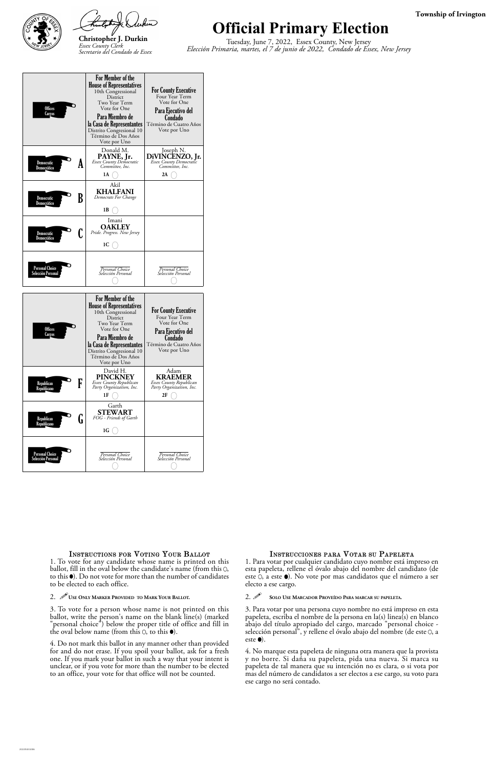**Township of Irvington**

Christopher J. Durkin
*Essex County Clerk*
*Secretario del Condado de Essex*

# Official Primary Election

Tuesday, June 7, 2022, Essex County, New Jersey
*Elección Primaria, martes, el 7 de junio de 2022, Condado de Essex, New Jersey*

| Offices / Cargos | For Member of the House of Representatives 10th Congressional District Two Year Term Vote for One / Para Miembro de la Casa de Representantes Distrito Congresional 10 Término de Dos Años Vote por Uno | For County Executive Four Year Term Vote for One / Para Ejecutivo del Condado Término de Cuatro Años Vote por Uno |
|---|---|---|
| Democratic / Democrático **A** | Donald M. **PAYNE, Jr.** *Essex County Democratic Committee, Inc.* 1A ◯ | Joseph N. **DiVINCENZO, Jr.** *Essex County Democratic Committee, Inc.* 2A ◯ |
| Democratic / Democrático **B** | Akil **KHALFANI** *Democrats For Change* 1B ◯ | |
| Democratic / Democrático **C** | Imani **OAKLEY** *Pride. Progress. New Jersey* 1C ◯ | |
| Personal Choice / Selección Personal | *Personal Choice / Selección Personal* ◯ | *Personal Choice / Selección Personal* ◯ |

| Offices / Cargos | For Member of the House of Representatives 10th Congressional District Two Year Term Vote for One / Para Miembro de la Casa de Representantes Distrito Congresional 10 Término de Dos Años Vote por Uno | For County Executive Four Year Term Vote for One / Para Ejecutivo del Condado Término de Cuatro Años Vote por Uno |
|---|---|---|
| Republican / Republicano **F** | David H. **PINCKNEY** *Essex County Republican Party Organization, Inc.* 1F ◯ | Adam **KRAEMER** *Essex County Republican Party Organization, Inc.* 2F ◯ |
| Republican / Republicano **G** | Garth **STEWART** *FOG - Friends of Garth* 1G ◯ | |
| Personal Choice / Selección Personal | *Personal Choice / Selección Personal* ◯ | *Personal Choice / Selección Personal* ◯ |

## Instructions for Voting Your Ballot

1. To vote for any candidate whose name is printed on this ballot, fill in the oval below the candidate's name (from this ○, to this ●). Do not vote for more than the number of candidates to be elected to each office.

2. **Use Only Marker Provided to Mark Your Ballot.**

3. To vote for a person whose name is not printed on this ballot, write the person's name on the blank line(s) (marked "personal choice") below the proper title of office and fill in the oval below name (from this ○, to this ●).

4. Do not mark this ballot in any manner other than provided for and do not erase. If you spoil your ballot, ask for a fresh one. If you mark your ballot in such a way that your intent is unclear, or if you vote for more than the number to be elected to an office, your vote for that office will not be counted.

## Instrucciones para Votar su Papeleta

1. Para votar por cualquier candidato cuyo nombre está impreso en esta papeleta, rellene el óvalo abajo del nombre del candidato (de este ○, a este ●). No vote por mas candidatos que el número a ser electo a ese cargo.

2. **Solo Use Marcador Proveído Para marcar su papeleta.**

3. Para votar por una persona cuyo nombre no está impreso en esta papeleta, escriba el nombre de la persona en la(s) linea(s) en blanco abajo del título apropiado del cargo, marcado "personal choice - selección personal", y rellene el óvalo abajo del nombre (de este ○, a este ●).

4. No marque esta papeleta de ninguna otra manera que la provista y no borre. Si daña su papeleta, pida una nueva. Si marca su papeleta de tal manera que su intención no es clara, o si vota por mas del número de candidatos a ser electos a ese cargo, su voto para ese cargo no será contado.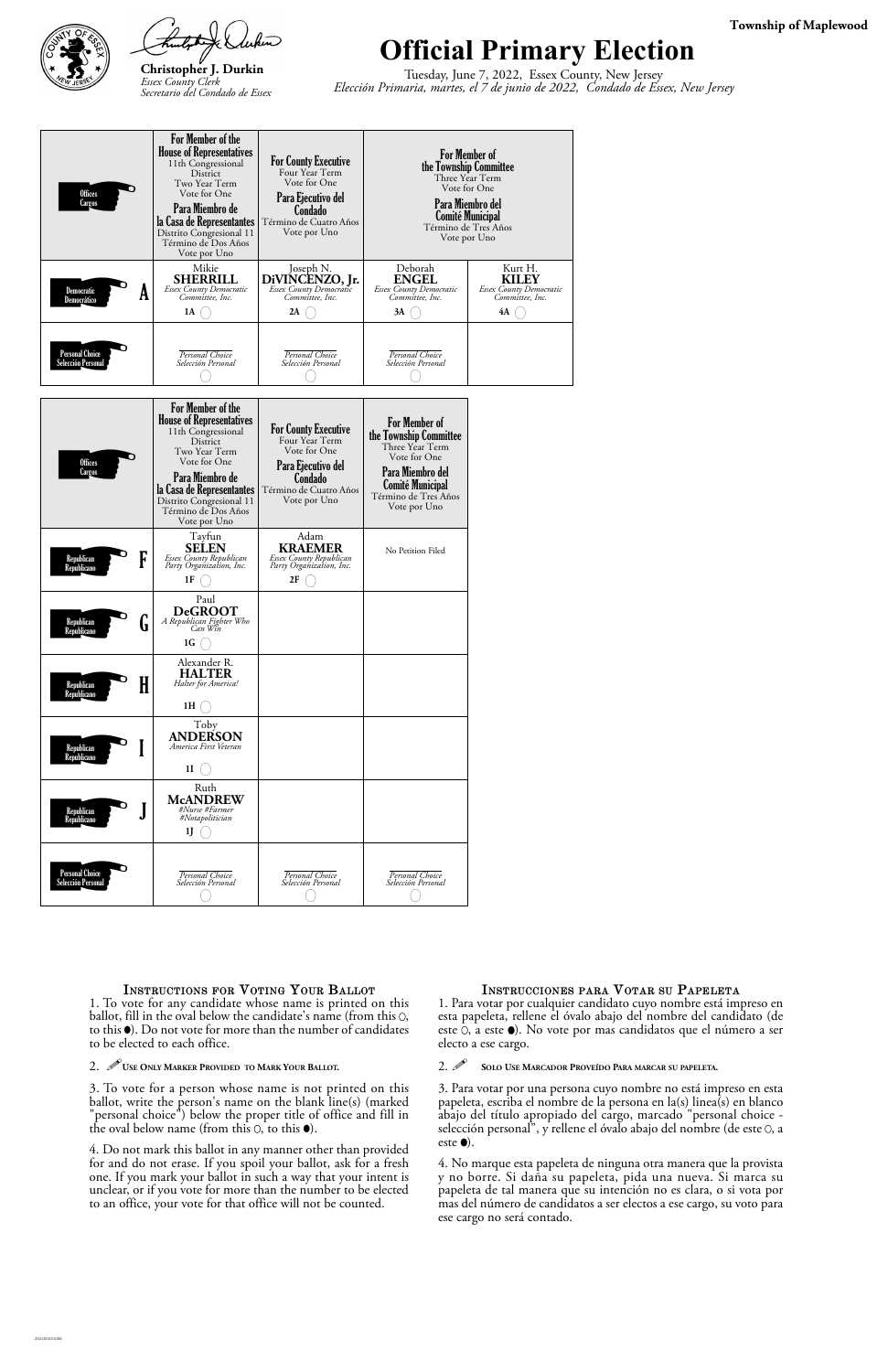**Township of Maplewood**

**Christopher J. Durkin**
*Essex County Clerk*
*Secretario del Condado de Essex*

# Official Primary Election

Tuesday, June 7, 2022, Essex County, New Jersey
*Elección Primaria, martes, el 7 de junio de 2022, Condado de Essex, New Jersey*

| Offices / Cargos | For Member of the House of Representatives 11th Congressional District Two Year Term Vote for One / Para Miembro de la Casa de Representantes Distrito Congresional 11 Término de Dos Años Vote por Uno | For County Executive Four Year Term Vote for One / Para Ejecutivo del Condado Término de Cuatro Años Vote por Uno | For Member of the Township Committee Three Year Term Vote for One / Para Miembro del Comité Municipal Término de Tres Años Vote por Uno | |
|---|---|---|---|---|
| Democratic / Democrático **A** | Mikie **SHERRILL** *Essex County Democratic Committee, Inc.* 1A ◯ | Joseph N. **DiVINCENZO, Jr.** *Essex County Democratic Committee, Inc.* 2A ◯ | Deborah **ENGEL** *Essex County Democratic Committee, Inc.* 3A ◯ | Kurt H. **KILEY** *Essex County Democratic Committee, Inc.* 4A ◯ |
| Personal Choice / Selección Personal | *Personal Choice Selección Personal* ◯ | *Personal Choice Selección Personal* ◯ | *Personal Choice Selección Personal* ◯ | |

| Offices / Cargos | For Member of the House of Representatives 11th Congressional District Two Year Term Vote for One / Para Miembro de la Casa de Representantes Distrito Congresional 11 Término de Dos Años Vote por Uno | For County Executive Four Year Term Vote for One / Para Ejecutivo del Condado Término de Cuatro Años Vote por Uno | For Member of the Township Committee Three Year Term Vote for One / Para Miembro del Comité Municipal Término de Tres Años Vote por Uno |
|---|---|---|---|
| Republican / Republicano **F** | Tayfun **SELEN** *Essex County Republican Party Organization, Inc.* 1F ◯ | Adam **KRAEMER** *Essex County Republican Party Organization, Inc.* 2F ◯ | No Petition Filed |
| Republican / Republicano **G** | Paul **DeGROOT** *A Republican Fighter Who Can Win* 1G ◯ | | |
| Republican / Republicano **H** | Alexander R. **HALTER** *Halter for America!* 1H ◯ | | |
| Republican / Republicano **I** | Toby **ANDERSON** *America First Veteran* 1I ◯ | | |
| Republican / Republicano **J** | Ruth **McANDREW** *#Nurse #Farmer #Notapolitician* 1J ◯ | | |
| Personal Choice / Selección Personal | *Personal Choice Selección Personal* ◯ | *Personal Choice Selección Personal* ◯ | *Personal Choice Selección Personal* ◯ |

## Instructions for Voting Your Ballot

1. To vote for any candidate whose name is printed on this ballot, fill in the oval below the candidate's name (from this ○, to this ●). Do not vote for more than the number of candidates to be elected to each office.

2. **Use Only Marker Provided to Mark Your Ballot.**

3. To vote for a person whose name is not printed on this ballot, write the person's name on the blank line(s) (marked "personal choice") below the proper title of office and fill in the oval below name (from this ○, to this ●).

4. Do not mark this ballot in any manner other than provided for and do not erase. If you spoil your ballot, ask for a fresh one. If you mark your ballot in such a way that your intent is unclear, or if you vote for more than the number to be elected to an office, your vote for that office will not be counted.

## Instrucciones para Votar su Papeleta

1. Para votar por cualquier candidato cuyo nombre está impreso en esta papeleta, rellene el óvalo abajo del nombre del candidato (de este ○, a este ●). No vote por mas candidatos que el número a ser electo a ese cargo.

2. **Solo Use Marcador Proveído Para marcar su papeleta.**

3. Para votar por una persona cuyo nombre no está impreso en esta papeleta, escriba el nombre de la persona en la(s) línea(s) en blanco abajo del título apropiado del cargo, marcado "personal choice - selección personal", y rellene el óvalo abajo del nombre (de este ○, a este ●).

4. No marque esta papeleta de ninguna otra manera que la provista y no borre. Si daña su papeleta, pida una nueva. Si marca su papeleta de tal manera que su intención no es clara, o si vota por mas del número de candidatos a ser electos a ese cargo, su voto para ese cargo no será contado.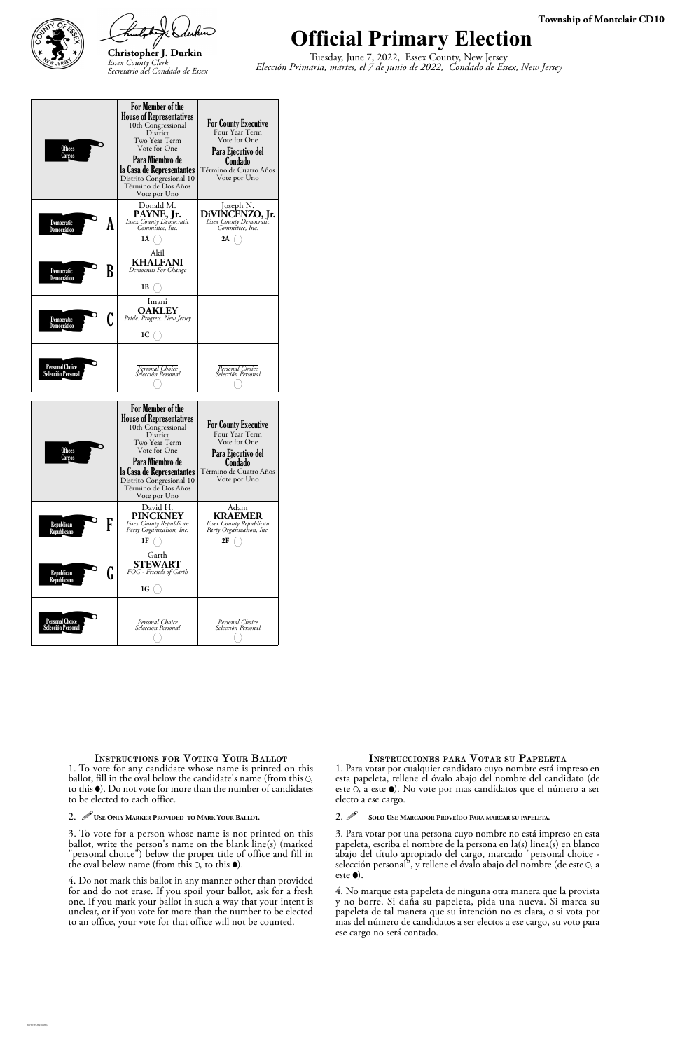Township of Montclair CD10

Christopher J. Durkin
*Essex County Clerk*
*Secretario del Condado de Essex*

# Official Primary Election

Tuesday, June 7, 2022, Essex County, New Jersey
*Elección Primaria, martes, el 7 de junio de 2022, Condado de Essex, New Jersey*

| Offices / Cargos | For Member of the House of Representatives 10th Congressional District Two Year Term Vote for One / Para Miembro de la Casa de Representantes Distrito Congresional 10 Término de Dos Años Vote por Uno | For County Executive Four Year Term Vote for One / Para Ejecutivo del Condado Término de Cuatro Años Vote por Uno |
|---|---|---|
| Democratic / Democrático **A** | Donald M. **PAYNE, Jr.** *Essex County Democratic Committee, Inc.* 1A ◯ | Joseph N. **DiVINCENZO, Jr.** *Essex County Democratic Committee, Inc.* 2A ◯ |
| Democratic / Democrático **B** | Akil **KHALFANI** *Democrats For Change* 1B ◯ | |
| Democratic / Democrático **C** | Imani **OAKLEY** *Pride. Progress. New Jersey* 1C ◯ | |
| Personal Choice / Selección Personal | *Personal Choice / Selección Personal* ◯ | *Personal Choice / Selección Personal* ◯ |

| Offices / Cargos | For Member of the House of Representatives 10th Congressional District Two Year Term Vote for One / Para Miembro de la Casa de Representantes Distrito Congresional 10 Término de Dos Años Vote por Uno | For County Executive Four Year Term Vote for One / Para Ejecutivo del Condado Término de Cuatro Años Vote por Uno |
|---|---|---|
| Republican / Republicano **F** | David H. **PINCKNEY** *Essex County Republican Party Organization, Inc.* 1F ◯ | Adam **KRAEMER** *Essex County Republican Party Organization, Inc.* 2F ◯ |
| Republican / Republicano **G** | Garth **STEWART** *FOG - Friends of Garth* 1G ◯ | |
| Personal Choice / Selección Personal | *Personal Choice / Selección Personal* ◯ | *Personal Choice / Selección Personal* ◯ |

### Instructions for Voting Your Ballot

1. To vote for any candidate whose name is printed on this ballot, fill in the oval below the candidate's name (from this ◯, to this ●). Do not vote for more than the number of candidates to be elected to each office.

2. **Use Only Marker Provided to Mark Your Ballot.**

3. To vote for a person whose name is not printed on this ballot, write the person's name on the blank line(s) (marked "personal choice") below the proper title of office and fill in the oval below name (from this ◯, to this ●).

4. Do not mark this ballot in any manner other than provided for and do not erase. If you spoil your ballot, ask for a fresh one. If you mark your ballot in such a way that your intent is unclear, or if you vote for more than the number to be elected to an office, your vote for that office will not be counted.

### Instrucciones para Votar su Papeleta

1. Para votar por cualquier candidato cuyo nombre está impreso en esta papeleta, rellene el óvalo abajo del nombre del candidato (de este ◯, a este ●). No vote por mas candidatos que el número a ser electo a ese cargo.

2. **Solo Use Marcador Proveído Para marcar su papeleta.**

3. Para votar por una persona cuyo nombre no está impreso en esta papeleta, escriba el nombre de la persona en la(s) linea(s) en blanco abajo del título apropiado del cargo, marcado "personal choice - selección personal", y rellene el óvalo abajo del nombre (de este ◯, a este ●).

4. No marque esta papeleta de ninguna otra manera que la provista y no borre. Si daña su papeleta, pida una nueva. Si marca su papeleta de tal manera que su intención no es clara, o si vota por mas del número de candidatos a ser electos a ese cargo, su voto para ese cargo no será contado.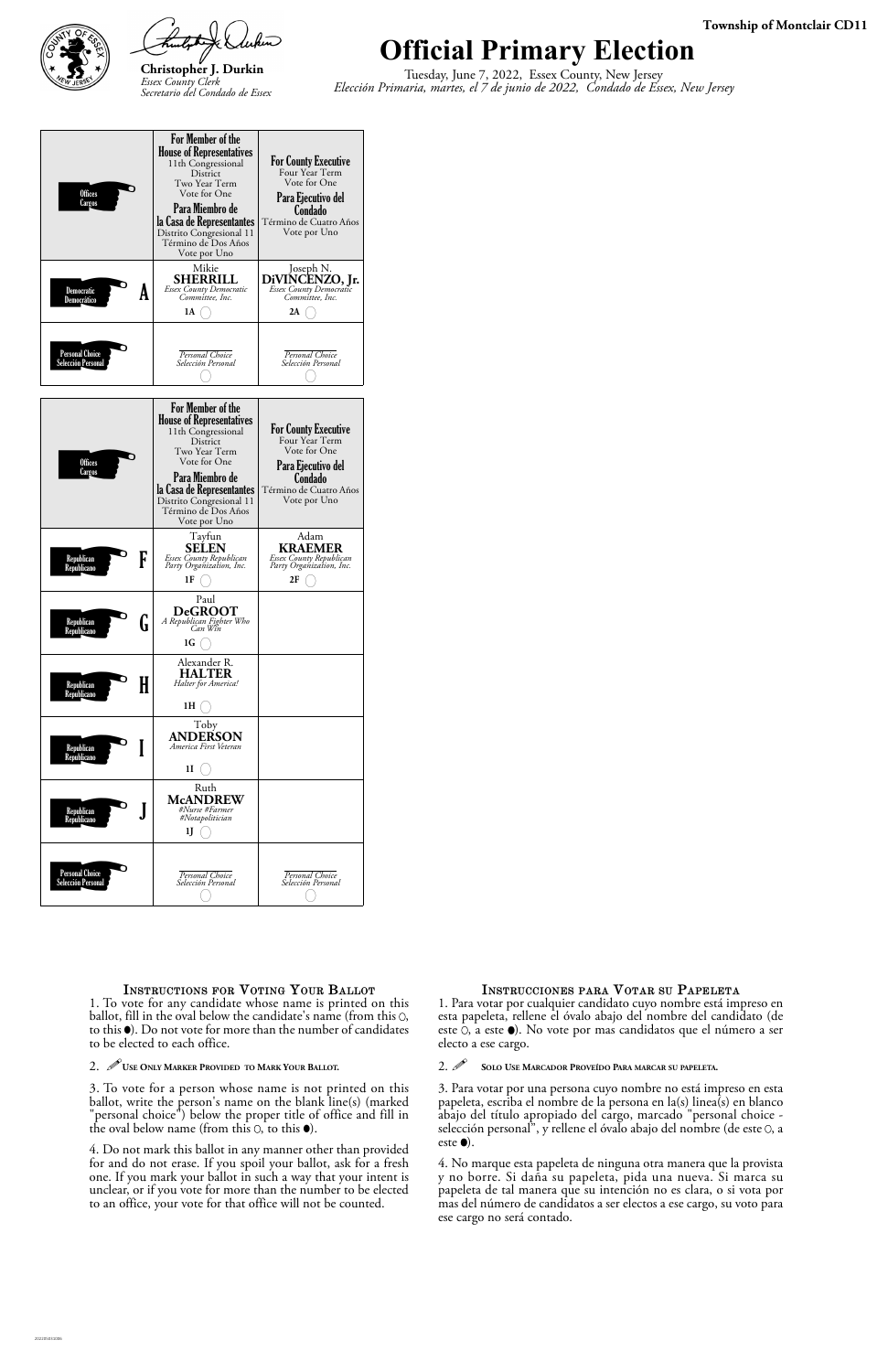Township of Montclair CD11

Christopher J. Durkin
*Essex County Clerk*
*Secretario del Condado de Essex*

# Official Primary Election

Tuesday, June 7, 2022, Essex County, New Jersey
*Elección Primaria, martes, el 7 de junio de 2022, Condado de Essex, New Jersey*

| Offices / Cargos | **For Member of the House of Representatives** 11th Congressional District Two Year Term Vote for One **Para Miembro de la Casa de Representantes** Distrito Congresional 11 Término de Dos Años Vote por Uno | **For County Executive** Four Year Term Vote for One **Para Ejecutivo del Condado** Término de Cuatro Años Vote por Uno |
|---|---|---|
| Democratic / Democrático **A** | Mikie **SHERRILL** *Essex County Democratic Committee, Inc.* 1A ◯ | Joseph N. **DiVINCENZO, Jr.** *Essex County Democratic Committee, Inc.* 2A ◯ |
| Personal Choice / Selección Personal | *Personal Choice Selección Personal* ◯ | *Personal Choice Selección Personal* ◯ |

| Offices / Cargos | **For Member of the House of Representatives** 11th Congressional District Two Year Term Vote for One **Para Miembro de la Casa de Representantes** Distrito Congresional 11 Término de Dos Años Vote por Uno | **For County Executive** Four Year Term Vote for One **Para Ejecutivo del Condado** Término de Cuatro Años Vote por Uno |
|---|---|---|
| Republican / Republicano **F** | Tayfun **SELEN** *Essex County Republican Party Organization, Inc.* 1F ◯ | Adam **KRAEMER** *Essex County Republican Party Organization, Inc.* 2F ◯ |
| Republican / Republicano **G** | Paul **DeGROOT** *A Republican Fighter Who Can Win* 1G ◯ | |
| Republican / Republicano **H** | Alexander R. **HALTER** *Halter for America!* 1H ◯ | |
| Republican / Republicano **I** | Toby **ANDERSON** *America First Veteran* 1I ◯ | |
| Republican / Republicano **J** | Ruth **McANDREW** *#Nurse #Farmer #Notapolitician* 1J ◯ | |
| Personal Choice / Selección Personal | *Personal Choice Selección Personal* ◯ | *Personal Choice Selección Personal* ◯ |

### Instructions for Voting Your Ballot

1. To vote for any candidate whose name is printed on this ballot, fill in the oval below the candidate's name (from this ○, to this ●). Do not vote for more than the number of candidates to be elected to each office.

2. **Use Only Marker Provided to Mark Your Ballot.**

3. To vote for a person whose name is not printed on this ballot, write the person's name on the blank line(s) (marked "personal choice") below the proper title of office and fill in the oval below name (from this ○, to this ●).

4. Do not mark this ballot in any manner other than provided for and do not erase. If you spoil your ballot, ask for a fresh one. If you mark your ballot in such a way that your intent is unclear, or if you vote for more than the number to be elected to an office, your vote for that office will not be counted.

### Instrucciones para Votar su Papeleta

1. Para votar por cualquier candidato cuyo nombre está impreso en esta papeleta, rellene el óvalo abajo del nombre del candidato (de este ○, a este ●). No vote por mas candidatos que el número a ser electo a ese cargo.

2. **Solo Use Marcador Proveído Para marcar su papeleta.**

3. Para votar por una persona cuyo nombre no está impreso en esta papeleta, escriba el nombre de la persona en la(s) linea(s) en blanco abajo del título apropiado del cargo, marcado "personal choice - selección personal", y rellene el óvalo abajo del nombre (de este ○, a este ●).

4. No marque esta papeleta de ninguna otra manera que la provista y no borre. Si daña su papeleta, pida una nueva. Si marca su papeleta de tal manera que su intención no es clara, o si vota por mas del número de candidatos a ser electos a ese cargo, su voto para ese cargo no será contado.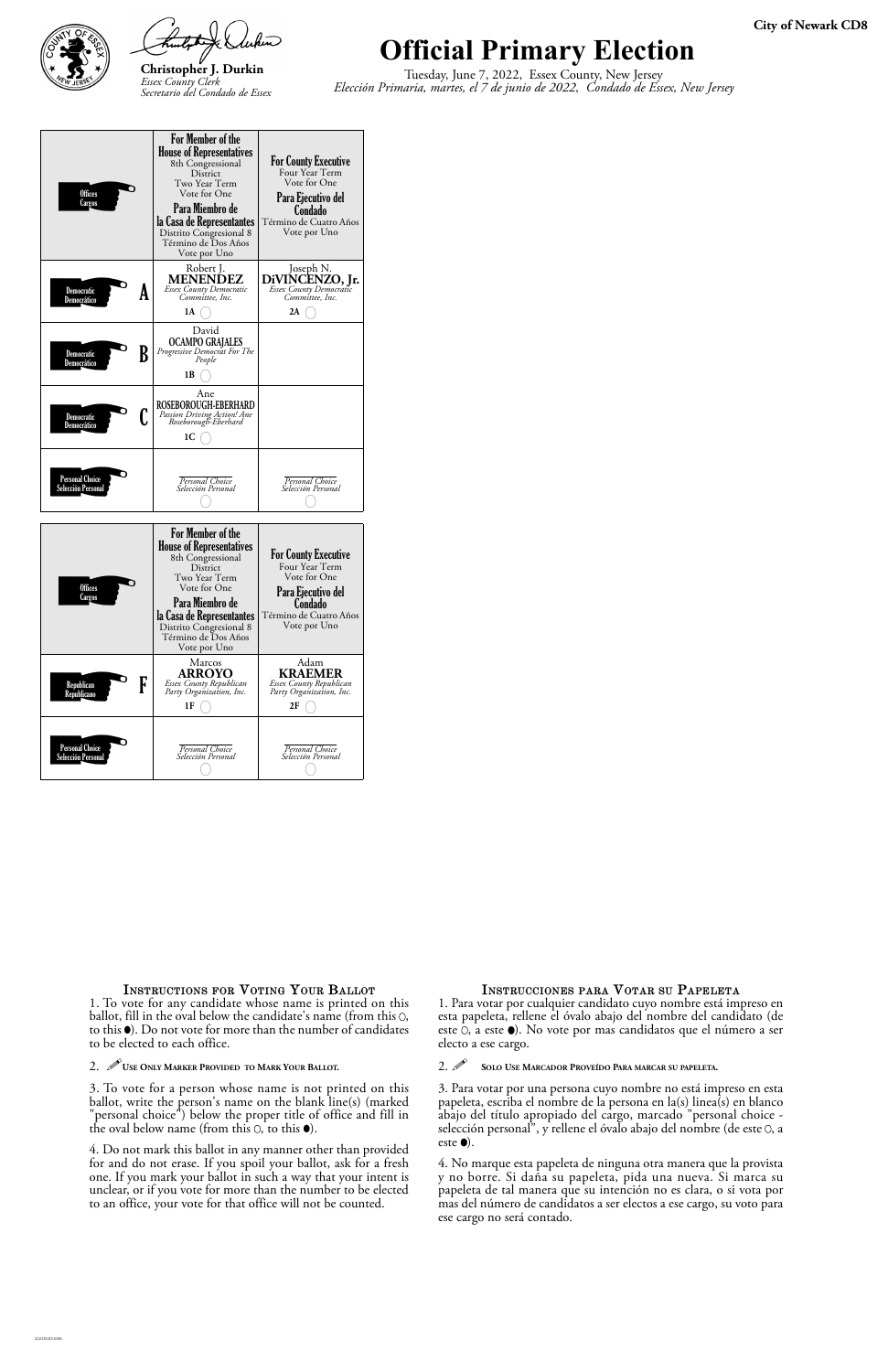**City of Newark CD8**

Christopher J. Durkin
*Essex County Clerk*
*Secretario del Condado de Essex*

# Official Primary Election

Tuesday, June 7, 2022, Essex County, New Jersey
*Elección Primaria, martes, el 7 de junio de 2022, Condado de Essex, New Jersey*

| Offices / Cargos | For Member of the House of Representatives 8th Congressional District Two Year Term Vote for One / Para Miembro de la Casa de Representantes Distrito Congresional 8 Término de Dos Años Vote por Uno | For County Executive Four Year Term Vote for One / Para Ejecutivo del Condado Término de Cuatro Años Vote por Uno |
|---|---|---|
| Democratic / Democrático **A** | Robert J. **MENENDEZ** *Essex County Democratic Committee, Inc.* 1A ○ | Joseph N. **DiVINCENZO, Jr.** *Essex County Democratic Committee, Inc.* 2A ○ |
| Democratic / Democrático **B** | David **OCAMPO GRAJALES** *Progressive Democrat For The People* 1B ○ | |
| Democratic / Democrático **C** | Ane **ROSEBOROUGH-EBERHARD** *Passion Driving Action! Ane Roseborough-Eberhard* 1C ○ | |
| Personal Choice / Selección Personal | *Personal Choice Selección Personal* ○ | *Personal Choice Selección Personal* ○ |

| Offices / Cargos | For Member of the House of Representatives 8th Congressional District Two Year Term Vote for One / Para Miembro de la Casa de Representantes Distrito Congresional 8 Término de Dos Años Vote por Uno | For County Executive Four Year Term Vote for One / Para Ejecutivo del Condado Término de Cuatro Años Vote por Uno |
|---|---|---|
| Republican / Republicano **F** | Marcos **ARROYO** *Essex County Republican Party Organization, Inc.* 1F ○ | Adam **KRAEMER** *Essex County Republican Party Organization, Inc.* 2F ○ |
| Personal Choice / Selección Personal | *Personal Choice Selección Personal* ○ | *Personal Choice Selección Personal* ○ |

## Instructions for Voting Your Ballot

1. To vote for any candidate whose name is printed on this ballot, fill in the oval below the candidate's name (from this ○, to this ●). Do not vote for more than the number of candidates to be elected to each office.

2. **Use Only Marker Provided to Mark Your Ballot.**

3. To vote for a person whose name is not printed on this ballot, write the person's name on the blank line(s) (marked "personal choice") below the proper title of office and fill in the oval below name (from this ○, to this ●).

4. Do not mark this ballot in any manner other than provided for and do not erase. If you spoil your ballot, ask for a fresh one. If you mark your ballot in such a way that your intent is unclear, or if you vote for more than the number to be elected to an office, your vote for that office will not be counted.

## Instrucciones para Votar su Papeleta

1. Para votar por cualquier candidato cuyo nombre está impreso en esta papeleta, rellene el óvalo abajo del nombre del candidato (de este ○, a este ●). No vote por mas candidatos que el número a ser electo a ese cargo.

2. **Solo Use Marcador Proveído Para marcar su papeleta.**

3. Para votar por una persona cuyo nombre no está impreso en esta papeleta, escriba el nombre de la persona en la(s) linea(s) en blanco abajo del título apropiado del cargo, marcado "personal choice - selección personal", y rellene el óvalo abajo del nombre (de este ○, a este ●).

4. No marque esta papeleta de ninguna otra manera que la provista y no borre. Si daña su papeleta, pida una nueva. Si marca su papeleta de tal manera que su intención no es clara, o si vota por mas del número de candidatos a ser electos a ese cargo, su voto para ese cargo no será contado.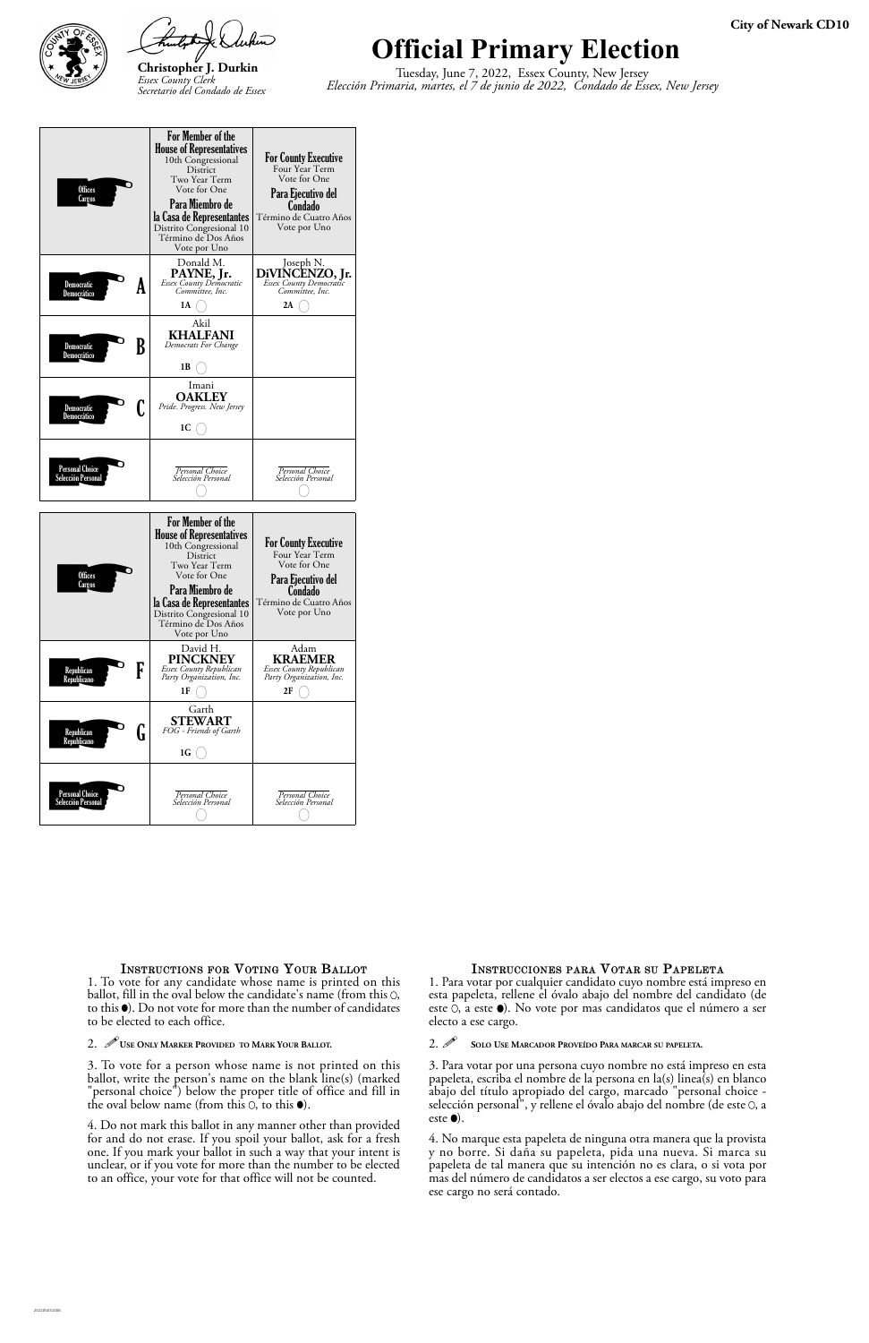City of Newark CD10

Christopher J. Durkin
*Essex County Clerk*
*Secretario del Condado de Essex*

# Official Primary Election

Tuesday, June 7, 2022, Essex County, New Jersey
*Elección Primaria, martes, el 7 de junio de 2022, Condado de Essex, New Jersey*

| Offices / Cargos | For Member of the House of Representatives 10th Congressional District Two Year Term Vote for One / Para Miembro de la Casa de Representantes Distrito Congresional 10 Término de Dos Años Vote por Uno | For County Executive Four Year Term Vote for One / Para Ejecutivo del Condado Término de Cuatro Años Vote por Uno |
|---|---|---|
| Democratic / Democrático **A** | Donald M. **PAYNE, Jr.** *Essex County Democratic Committee, Inc.* 1A ◯ | Joseph N. **DiVINCENZO, Jr.** *Essex County Democratic Committee, Inc.* 2A ◯ |
| Democratic / Democrático **B** | Akil **KHALFANI** *Democrats For Change* 1B ◯ | |
| Democratic / Democrático **C** | Imani **OAKLEY** *Pride. Progress. New Jersey* 1C ◯ | |
| Personal Choice / Selección Personal | *Personal Choice / Selección Personal* ◯ | *Personal Choice / Selección Personal* ◯ |

| Offices / Cargos | For Member of the House of Representatives 10th Congressional District Two Year Term Vote for One / Para Miembro de la Casa de Representantes Distrito Congresional 10 Término de Dos Años Vote por Uno | For County Executive Four Year Term Vote for One / Para Ejecutivo del Condado Término de Cuatro Años Vote por Uno |
|---|---|---|
| Republican / Republicano **F** | David H. **PINCKNEY** *Essex County Republican Party Organization, Inc.* 1F ◯ | Adam **KRAEMER** *Essex County Republican Party Organization, Inc.* 2F ◯ |
| Republican / Republicano **G** | Garth **STEWART** *FOG - Friends of Garth* 1G ◯ | |
| Personal Choice / Selección Personal | *Personal Choice / Selección Personal* ◯ | *Personal Choice / Selección Personal* ◯ |

### Instructions for Voting Your Ballot

1. To vote for any candidate whose name is printed on this ballot, fill in the oval below the candidate's name (from this ○, to this ●). Do not vote for more than the number of candidates to be elected to each office.

2. **Use Only Marker Provided to Mark Your Ballot.**

3. To vote for a person whose name is not printed on this ballot, write the person's name on the blank line(s) (marked "personal choice") below the proper title of office and fill in the oval below name (from this ○, to this ●).

4. Do not mark this ballot in any manner other than provided for and do not erase. If you spoil your ballot, ask for a fresh one. If you mark your ballot in such a way that your intent is unclear, or if you vote for more than the number to be elected to an office, your vote for that office will not be counted.

### Instrucciones para Votar su Papeleta

1. Para votar por cualquier candidato cuyo nombre está impreso en esta papeleta, rellene el óvalo abajo del nombre del candidato (de este ○, a este ●). No vote por mas candidatos que el número a ser electo a ese cargo.

2. **Solo Use Marcador Proveído Para marcar su papeleta.**

3. Para votar por una persona cuyo nombre no está impreso en esta papeleta, escriba el nombre de la persona en la(s) linea(s) en blanco abajo del título apropiado del cargo, marcado "personal choice - selección personal", y rellene el óvalo abajo del nombre (de este ○, a este ●).

4. No marque esta papeleta de ninguna otra manera que la provista y no borre. Si daña su papeleta, pida una nueva. Si marca su papeleta de tal manera que su intención no es clara, o si vota por mas del número de candidatos a ser electos a ese cargo, su voto para ese cargo no será contado.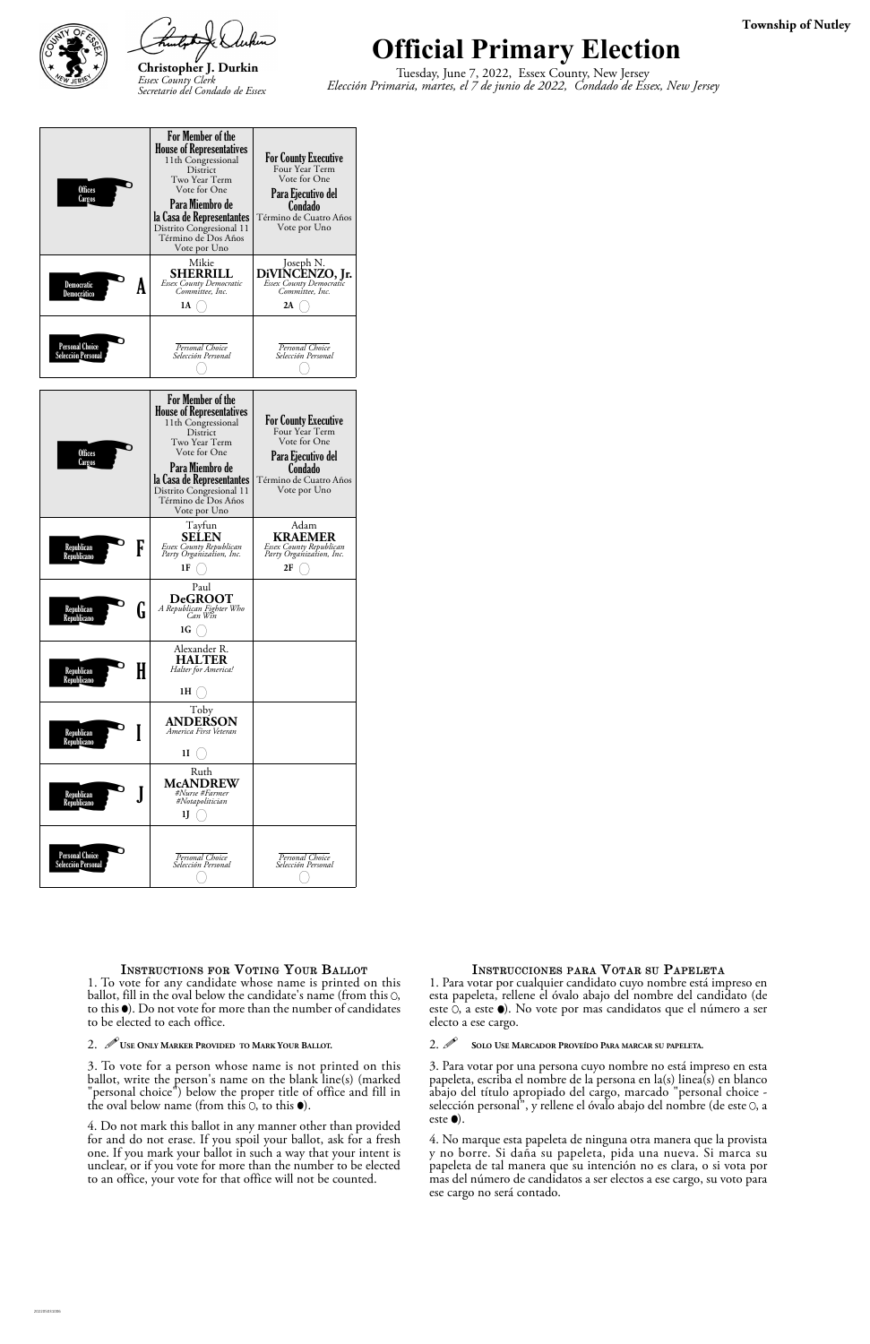**Township of Nutley**

Christopher J. Durkin
*Essex County Clerk*
*Secretario del Condado de Essex*

# Official Primary Election

Tuesday, June 7, 2022, Essex County, New Jersey
*Elección Primaria, martes, el 7 de junio de 2022, Condado de Essex, New Jersey*

| Offices / Cargos | For Member of the House of Representatives 11th Congressional District Two Year Term Vote for One / Para Miembro de la Casa de Representantes Distrito Congresional 11 Término de Dos Años Vote por Uno | For County Executive Four Year Term Vote for One / Para Ejecutivo del Condado Término de Cuatro Años Vote por Uno |
|---|---|---|
| Democratic / Democrático **A** | Mikie **SHERRILL** *Essex County Democratic Committee, Inc.* 1A ◯ | Joseph N. **DiVINCENZO, Jr.** *Essex County Democratic Committee, Inc.* 2A ◯ |
| Personal Choice / Selección Personal | *Personal Choice Selección Personal* ◯ | *Personal Choice Selección Personal* ◯ |

| Offices / Cargos | For Member of the House of Representatives 11th Congressional District Two Year Term Vote for One / Para Miembro de la Casa de Representantes Distrito Congresional 11 Término de Dos Años Vote por Uno | For County Executive Four Year Term Vote for One / Para Ejecutivo del Condado Término de Cuatro Años Vote por Uno |
|---|---|---|
| Republican / Republicano **F** | Tayfun **SELEN** *Essex County Republican Party Organization, Inc.* 1F ◯ | Adam **KRAEMER** *Essex County Republican Party Organization, Inc.* 2F ◯ |
| Republican / Republicano **G** | Paul **DeGROOT** *A Republican Fighter Who Can Win* 1G ◯ | |
| Republican / Republicano **H** | Alexander R. **HALTER** *Halter for America!* 1H ◯ | |
| Republican / Republicano **I** | Toby **ANDERSON** *America First Veteran* 1I ◯ | |
| Republican / Republicano **J** | Ruth **McANDREW** *#Nurse #Farmer #Notapolitician* 1J ◯ | |
| Personal Choice / Selección Personal | *Personal Choice Selección Personal* ◯ | *Personal Choice Selección Personal* ◯ |

### Instructions for Voting Your Ballot

1. To vote for any candidate whose name is printed on this ballot, fill in the oval below the candidate's name (from this ○, to this ●). Do not vote for more than the number of candidates to be elected to each office.

2. **Use Only Marker Provided to Mark Your Ballot.**

3. To vote for a person whose name is not printed on this ballot, write the person's name on the blank line(s) (marked "personal choice") below the proper title of office and fill in the oval below name (from this ○, to this ●).

4. Do not mark this ballot in any manner other than provided for and do not erase. If you spoil your ballot, ask for a fresh one. If you mark your ballot in such a way that your intent is unclear, or if you vote for more than the number to be elected to an office, your vote for that office will not be counted.

### Instrucciones para Votar su Papeleta

1. Para votar por cualquier candidato cuyo nombre está impreso en esta papeleta, rellene el óvalo abajo del nombre del candidato (de este ○, a este ●). No vote por mas candidatos que el número a ser electo a ese cargo.

2. **Solo Use Marcador Proveído Para marcar su papeleta.**

3. Para votar por una persona cuyo nombre no está impreso en esta papeleta, escriba el nombre de la persona en la(s) linea(s) en blanco abajo del título apropiado del cargo, marcado "personal choice - selección personal", y rellene el óvalo abajo del nombre (de este ○, a este ●).

4. No marque esta papeleta de ninguna otra manera que la provista y no borre. Si daña su papeleta, pida una nueva. Si marca su papeleta de tal manera que su intención no es clara, o si vota por mas del número de candidatos a ser electos a ese cargo, su voto para ese cargo no será contado.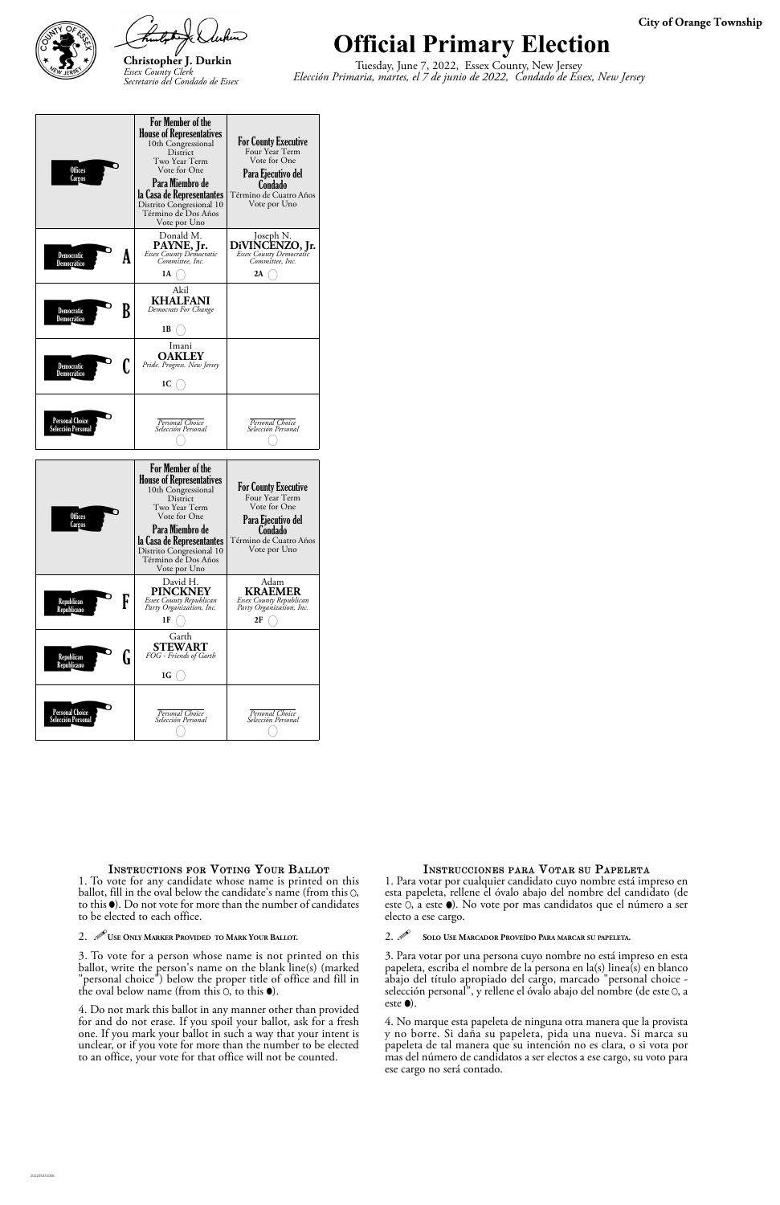City of Orange Township

Christopher J. Durkin
*Essex County Clerk*
*Secretario del Condado de Essex*

# Official Primary Election

Tuesday, June 7, 2022, Essex County, New Jersey
*Elección Primaria, martes, el 7 de junio de 2022, Condado de Essex, New Jersey*

| Offices / Cargos | For Member of the House of Representatives 10th Congressional District Two Year Term Vote for One / Para Miembro de la Casa de Representantes Distrito Congresional 10 Término de Dos Años Vote por Uno | For County Executive Four Year Term Vote for One / Para Ejecutivo del Condado Término de Cuatro Años Vote por Uno |
|---|---|---|
| Democratic / Democrático **A** | Donald M. **PAYNE, Jr.** *Essex County Democratic Committee, Inc.* 1A ◯ | Joseph N. **DiVINCENZO, Jr.** *Essex County Democratic Committee, Inc.* 2A ◯ |
| Democratic / Democrático **B** | Akil **KHALFANI** *Democrats For Change* 1B ◯ | |
| Democratic / Democrático **C** | Imani **OAKLEY** *Pride. Progress. New Jersey* 1C ◯ | |
| Personal Choice / Selección Personal | *Personal Choice / Selección Personal* ◯ | *Personal Choice / Selección Personal* ◯ |

| Offices / Cargos | For Member of the House of Representatives 10th Congressional District Two Year Term Vote for One / Para Miembro de la Casa de Representantes Distrito Congresional 10 Término de Dos Años Vote por Uno | For County Executive Four Year Term Vote for One / Para Ejecutivo del Condado Término de Cuatro Años Vote por Uno |
|---|---|---|
| Republican / Republicano **F** | David H. **PINCKNEY** *Essex County Republican Party Organization, Inc.* 1F ◯ | Adam **KRAEMER** *Essex County Republican Party Organization, Inc.* 2F ◯ |
| Republican / Republicano **G** | Garth **STEWART** *FOG - Friends of Garth* 1G ◯ | |
| Personal Choice / Selección Personal | *Personal Choice / Selección Personal* ◯ | *Personal Choice / Selección Personal* ◯ |

### Instructions for Voting Your Ballot

1. To vote for any candidate whose name is printed on this ballot, fill in the oval below the candidate's name (from this ○, to this ●). Do not vote for more than the number of candidates to be elected to each office.

2. **Use Only Marker Provided to Mark Your Ballot.**

3. To vote for a person whose name is not printed on this ballot, write the person's name on the blank line(s) (marked "personal choice") below the proper title of office and fill in the oval below name (from this ○, to this ●).

4. Do not mark this ballot in any manner other than provided for and do not erase. If you spoil your ballot, ask for a fresh one. If you mark your ballot in such a way that your intent is unclear, or if you vote for more than the number to be elected to an office, your vote for that office will not be counted.

### Instrucciones para Votar su Papeleta

1. Para votar por cualquier candidato cuyo nombre está impreso en esta papeleta, rellene el óvalo abajo del nombre del candidato (de este ○, a este ●). No vote por mas candidatos que el número a ser electo a ese cargo.

2. **Solo Use Marcador Proveído Para marcar su papeleta.**

3. Para votar por una persona cuyo nombre no está impreso en esta papeleta, escriba el nombre de la persona en la(s) linea(s) en blanco abajo del título apropiado del cargo, marcado "personal choice - selección personal", y rellene el óvalo abajo del nombre (de este ○, a este ●).

4. No marque esta papeleta de ninguna otra manera que la provista y no borre. Si daña su papeleta, pida una nueva. Si marca su papeleta de tal manera que su intención no es clara, o si vota por mas del número de candidatos a ser electos a ese cargo, su voto para ese cargo no será contado.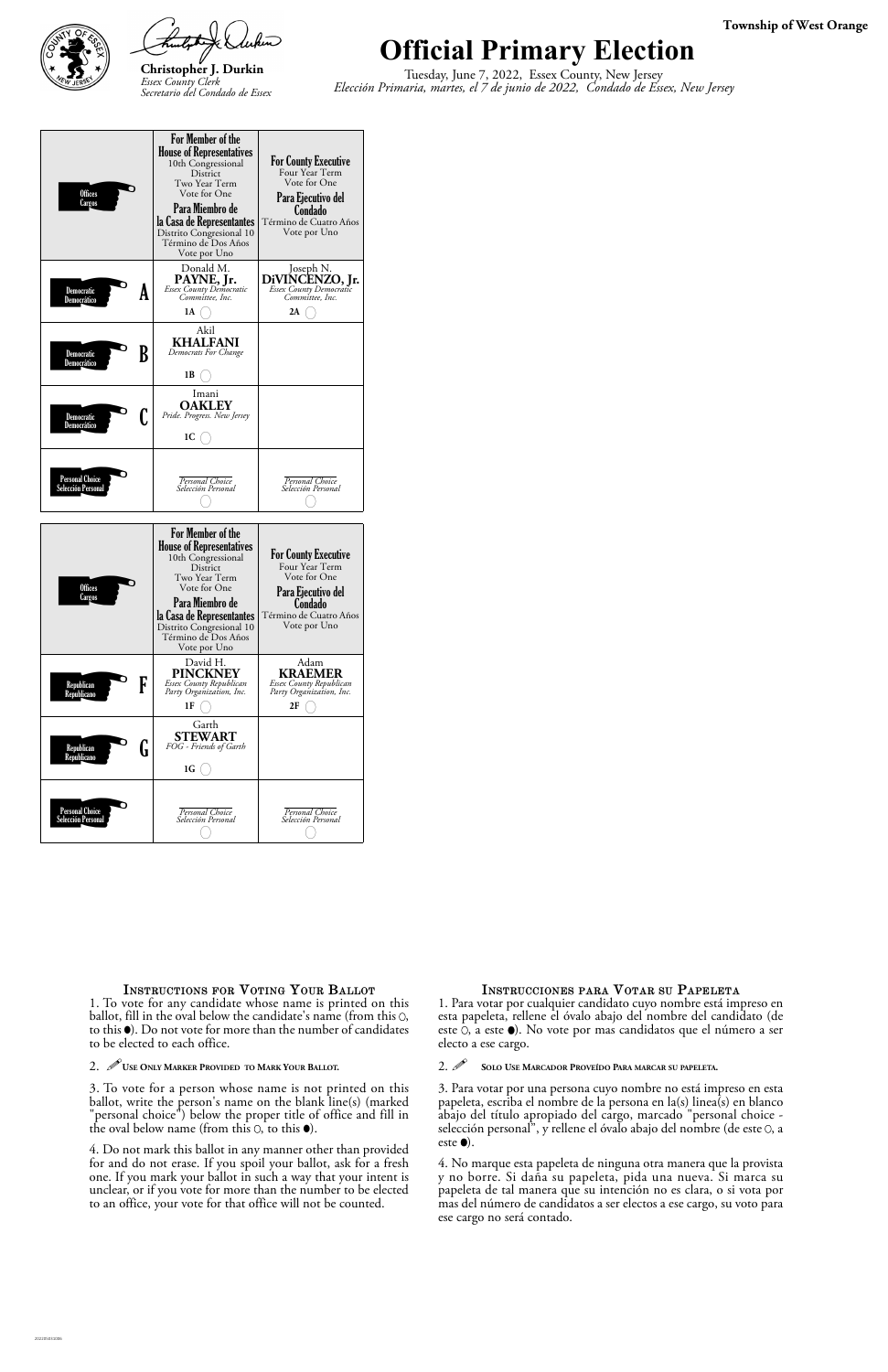Township of West Orange

Christopher J. Durkin
*Essex County Clerk*
*Secretario del Condado de Essex*

# Official Primary Election

Tuesday, June 7, 2022, Essex County, New Jersey
*Elección Primaria, martes, el 7 de junio de 2022, Condado de Essex, New Jersey*

| Offices / Cargos | For Member of the House of Representatives 10th Congressional District Two Year Term Vote for One / Para Miembro de la Casa de Representantes Distrito Congresional 10 Término de Dos Años Vote por Uno | For County Executive Four Year Term Vote for One / Para Ejecutivo del Condado Término de Cuatro Años Vote por Uno |
|---|---|---|
| Democratic / Democrático **A** | Donald M. **PAYNE, Jr.** *Essex County Democratic Committee, Inc.* 1A ◯ | Joseph N. **DiVINCENZO, Jr.** *Essex County Democratic Committee, Inc.* 2A ◯ |
| Democratic / Democrático **B** | Akil **KHALFANI** *Democrats For Change* 1B ◯ | |
| Democratic / Democrático **C** | Imani **OAKLEY** *Pride. Progress. New Jersey* 1C ◯ | |
| Personal Choice / Selección Personal | *Personal Choice / Selección Personal* ◯ | *Personal Choice / Selección Personal* ◯ |

| Offices / Cargos | For Member of the House of Representatives 10th Congressional District Two Year Term Vote for One / Para Miembro de la Casa de Representantes Distrito Congresional 10 Término de Dos Años Vote por Uno | For County Executive Four Year Term Vote for One / Para Ejecutivo del Condado Término de Cuatro Años Vote por Uno |
|---|---|---|
| Republican / Republicano **F** | David H. **PINCKNEY** *Essex County Republican Party Organization, Inc.* 1F ◯ | Adam **KRAEMER** *Essex County Republican Party Organization, Inc.* 2F ◯ |
| Republican / Republicano **G** | Garth **STEWART** *FOG - Friends of Garth* 1G ◯ | |
| Personal Choice / Selección Personal | *Personal Choice / Selección Personal* ◯ | *Personal Choice / Selección Personal* ◯ |

## Instructions for Voting Your Ballot

1. To vote for any candidate whose name is printed on this ballot, fill in the oval below the candidate's name (from this ○, to this ●). Do not vote for more than the number of candidates to be elected to each office.

2. **Use Only Marker Provided to Mark Your Ballot.**

3. To vote for a person whose name is not printed on this ballot, write the person's name on the blank line(s) (marked "personal choice") below the proper title of office and fill in the oval below name (from this ○, to this ●).

4. Do not mark this ballot in any manner other than provided for and do not erase. If you spoil your ballot, ask for a fresh one. If you mark your ballot in such a way that your intent is unclear, or if you vote for more than the number to be elected to an office, your vote for that office will not be counted.

## Instrucciones para Votar su Papeleta

1. Para votar por cualquier candidato cuyo nombre está impreso en esta papeleta, rellene el óvalo abajo del nombre del candidato (de este ○, a este ●). No vote por mas candidatos que el número a ser electo a ese cargo.

2. **Solo Use Marcador Proveído Para marcar su papeleta.**

3. Para votar por una persona cuyo nombre no está impreso en esta papeleta, escriba el nombre de la persona en la(s) linea(s) en blanco abajo del título apropiado del cargo, marcado "personal choice - selección personal", y rellene el óvalo abajo del nombre (de este ○, a este ●).

4. No marque esta papeleta de ninguna otra manera que la provista y no borre. Si daña su papeleta, pida una nueva. Si marca su papeleta de tal manera que su intención no es clara, o si vota por mas del número de candidatos a ser electos a ese cargo, su voto para ese cargo no será contado.